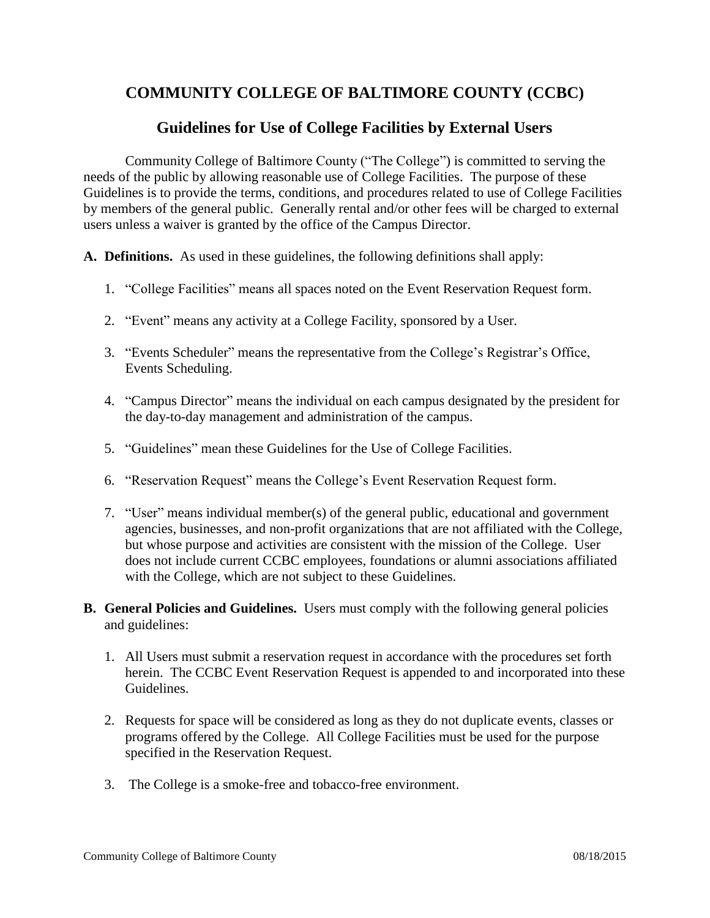# COMMUNITY COLLEGE OF BALTIMORE COUNTY (CCBC)

## Guidelines for Use of College Facilities by External Users

Community College of Baltimore County ("The College") is committed to serving the needs of the public by allowing reasonable use of College Facilities. The purpose of these Guidelines is to provide the terms, conditions, and procedures related to use of College Facilities by members of the general public. Generally rental and/or other fees will be charged to external users unless a waiver is granted by the office of the Campus Director.

**A. Definitions.** As used in these guidelines, the following definitions shall apply:

1. "College Facilities" means all spaces noted on the Event Reservation Request form.
2. "Event" means any activity at a College Facility, sponsored by a User.
3. "Events Scheduler" means the representative from the College's Registrar's Office, Events Scheduling.
4. "Campus Director" means the individual on each campus designated by the president for the day-to-day management and administration of the campus.
5. "Guidelines" mean these Guidelines for the Use of College Facilities.
6. "Reservation Request" means the College's Event Reservation Request form.
7. "User" means individual member(s) of the general public, educational and government agencies, businesses, and non-profit organizations that are not affiliated with the College, but whose purpose and activities are consistent with the mission of the College. User does not include current CCBC employees, foundations or alumni associations affiliated with the College, which are not subject to these Guidelines.

**B. General Policies and Guidelines.** Users must comply with the following general policies and guidelines:

1. All Users must submit a reservation request in accordance with the procedures set forth herein. The CCBC Event Reservation Request is appended to and incorporated into these Guidelines.
2. Requests for space will be considered as long as they do not duplicate events, classes or programs offered by the College. All College Facilities must be used for the purpose specified in the Reservation Request.
3. The College is a smoke-free and tobacco-free environment.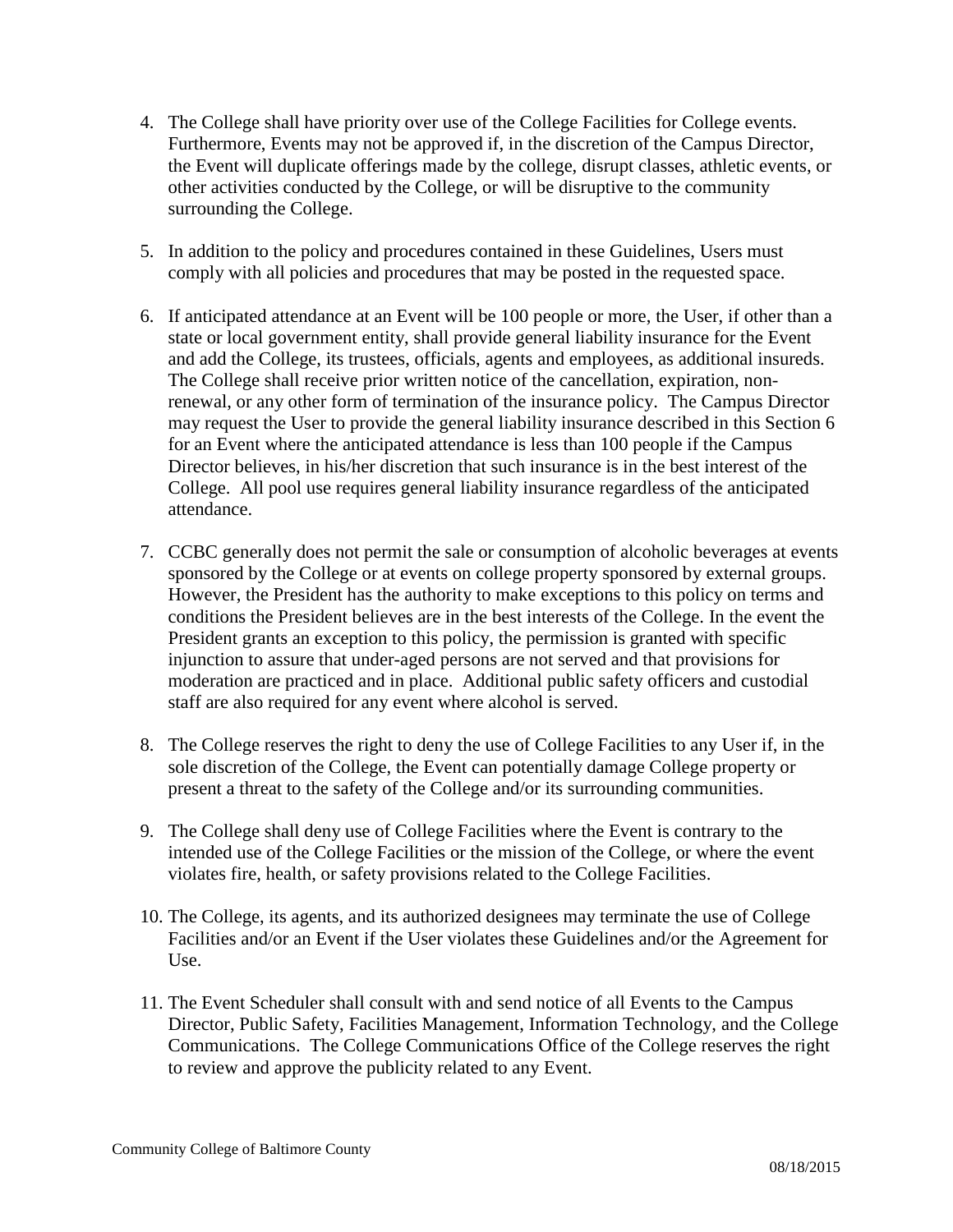4. The College shall have priority over use of the College Facilities for College events. Furthermore, Events may not be approved if, in the discretion of the Campus Director, the Event will duplicate offerings made by the college, disrupt classes, athletic events, or other activities conducted by the College, or will be disruptive to the community surrounding the College.

5. In addition to the policy and procedures contained in these Guidelines, Users must comply with all policies and procedures that may be posted in the requested space.

6. If anticipated attendance at an Event will be 100 people or more, the User, if other than a state or local government entity, shall provide general liability insurance for the Event and add the College, its trustees, officials, agents and employees, as additional insureds. The College shall receive prior written notice of the cancellation, expiration, non-renewal, or any other form of termination of the insurance policy. The Campus Director may request the User to provide the general liability insurance described in this Section 6 for an Event where the anticipated attendance is less than 100 people if the Campus Director believes, in his/her discretion that such insurance is in the best interest of the College. All pool use requires general liability insurance regardless of the anticipated attendance.

7. CCBC generally does not permit the sale or consumption of alcoholic beverages at events sponsored by the College or at events on college property sponsored by external groups. However, the President has the authority to make exceptions to this policy on terms and conditions the President believes are in the best interests of the College. In the event the President grants an exception to this policy, the permission is granted with specific injunction to assure that under-aged persons are not served and that provisions for moderation are practiced and in place. Additional public safety officers and custodial staff are also required for any event where alcohol is served.

8. The College reserves the right to deny the use of College Facilities to any User if, in the sole discretion of the College, the Event can potentially damage College property or present a threat to the safety of the College and/or its surrounding communities.

9. The College shall deny use of College Facilities where the Event is contrary to the intended use of the College Facilities or the mission of the College, or where the event violates fire, health, or safety provisions related to the College Facilities.

10. The College, its agents, and its authorized designees may terminate the use of College Facilities and/or an Event if the User violates these Guidelines and/or the Agreement for Use.

11. The Event Scheduler shall consult with and send notice of all Events to the Campus Director, Public Safety, Facilities Management, Information Technology, and the College Communications. The College Communications Office of the College reserves the right to review and approve the publicity related to any Event.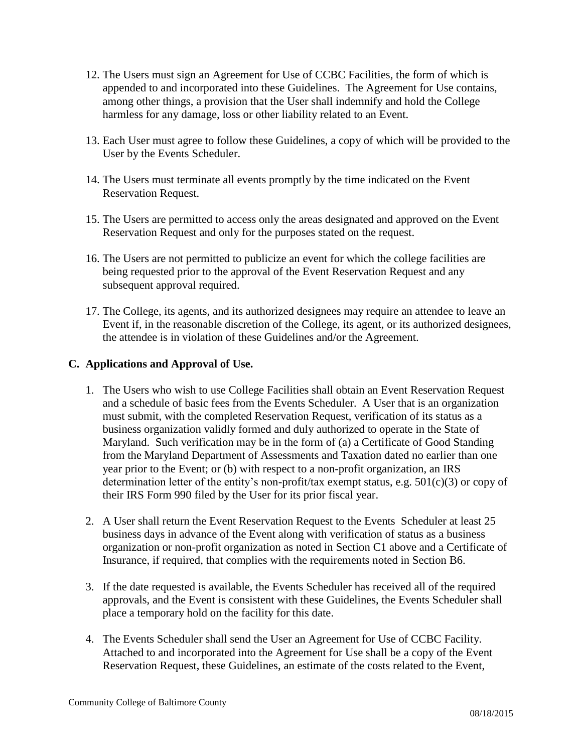12. The Users must sign an Agreement for Use of CCBC Facilities, the form of which is appended to and incorporated into these Guidelines. The Agreement for Use contains, among other things, a provision that the User shall indemnify and hold the College harmless for any damage, loss or other liability related to an Event.

13. Each User must agree to follow these Guidelines, a copy of which will be provided to the User by the Events Scheduler.

14. The Users must terminate all events promptly by the time indicated on the Event Reservation Request.

15. The Users are permitted to access only the areas designated and approved on the Event Reservation Request and only for the purposes stated on the request.

16. The Users are not permitted to publicize an event for which the college facilities are being requested prior to the approval of the Event Reservation Request and any subsequent approval required.

17. The College, its agents, and its authorized designees may require an attendee to leave an Event if, in the reasonable discretion of the College, its agent, or its authorized designees, the attendee is in violation of these Guidelines and/or the Agreement.

## C. Applications and Approval of Use.

1. The Users who wish to use College Facilities shall obtain an Event Reservation Request and a schedule of basic fees from the Events Scheduler. A User that is an organization must submit, with the completed Reservation Request, verification of its status as a business organization validly formed and duly authorized to operate in the State of Maryland. Such verification may be in the form of (a) a Certificate of Good Standing from the Maryland Department of Assessments and Taxation dated no earlier than one year prior to the Event; or (b) with respect to a non-profit organization, an IRS determination letter of the entity's non-profit/tax exempt status, e.g. 501(c)(3) or copy of their IRS Form 990 filed by the User for its prior fiscal year.

2. A User shall return the Event Reservation Request to the Events Scheduler at least 25 business days in advance of the Event along with verification of status as a business organization or non-profit organization as noted in Section C1 above and a Certificate of Insurance, if required, that complies with the requirements noted in Section B6.

3. If the date requested is available, the Events Scheduler has received all of the required approvals, and the Event is consistent with these Guidelines, the Events Scheduler shall place a temporary hold on the facility for this date.

4. The Events Scheduler shall send the User an Agreement for Use of CCBC Facility. Attached to and incorporated into the Agreement for Use shall be a copy of the Event Reservation Request, these Guidelines, an estimate of the costs related to the Event,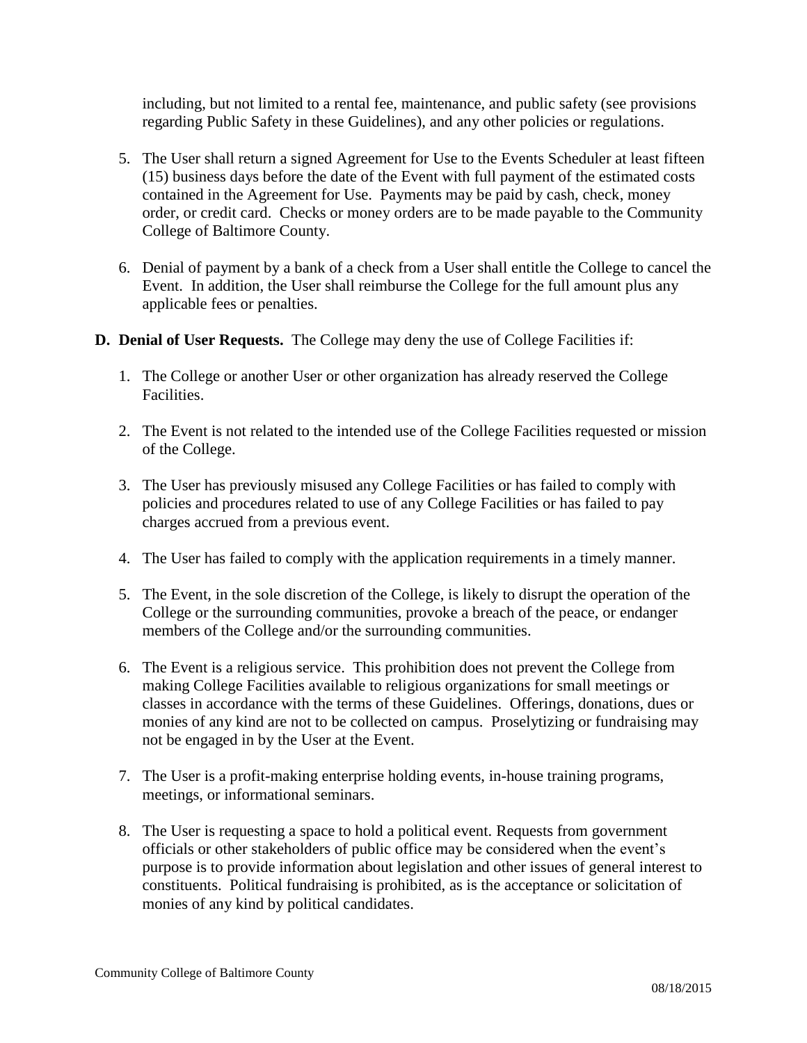including, but not limited to a rental fee, maintenance, and public safety (see provisions regarding Public Safety in these Guidelines), and any other policies or regulations.

5. The User shall return a signed Agreement for Use to the Events Scheduler at least fifteen (15) business days before the date of the Event with full payment of the estimated costs contained in the Agreement for Use. Payments may be paid by cash, check, money order, or credit card. Checks or money orders are to be made payable to the Community College of Baltimore County.

6. Denial of payment by a bank of a check from a User shall entitle the College to cancel the Event. In addition, the User shall reimburse the College for the full amount plus any applicable fees or penalties.

**D. Denial of User Requests.** The College may deny the use of College Facilities if:

1. The College or another User or other organization has already reserved the College Facilities.

2. The Event is not related to the intended use of the College Facilities requested or mission of the College.

3. The User has previously misused any College Facilities or has failed to comply with policies and procedures related to use of any College Facilities or has failed to pay charges accrued from a previous event.

4. The User has failed to comply with the application requirements in a timely manner.

5. The Event, in the sole discretion of the College, is likely to disrupt the operation of the College or the surrounding communities, provoke a breach of the peace, or endanger members of the College and/or the surrounding communities.

6. The Event is a religious service. This prohibition does not prevent the College from making College Facilities available to religious organizations for small meetings or classes in accordance with the terms of these Guidelines. Offerings, donations, dues or monies of any kind are not to be collected on campus. Proselytizing or fundraising may not be engaged in by the User at the Event.

7. The User is a profit-making enterprise holding events, in-house training programs, meetings, or informational seminars.

8. The User is requesting a space to hold a political event. Requests from government officials or other stakeholders of public office may be considered when the event's purpose is to provide information about legislation and other issues of general interest to constituents. Political fundraising is prohibited, as is the acceptance or solicitation of monies of any kind by political candidates.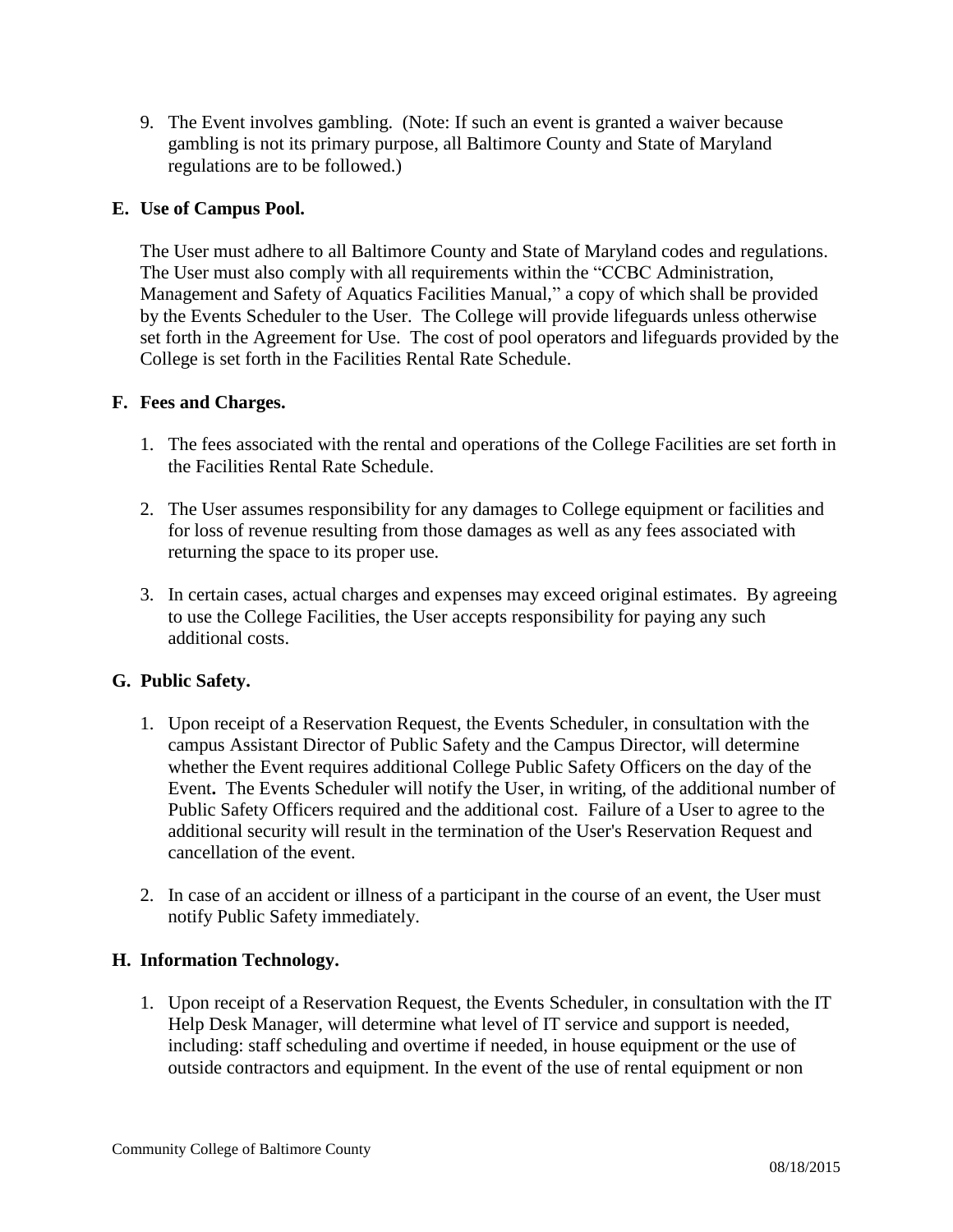9. The Event involves gambling. (Note: If such an event is granted a waiver because gambling is not its primary purpose, all Baltimore County and State of Maryland regulations are to be followed.)

**E. Use of Campus Pool.**

The User must adhere to all Baltimore County and State of Maryland codes and regulations. The User must also comply with all requirements within the "CCBC Administration, Management and Safety of Aquatics Facilities Manual," a copy of which shall be provided by the Events Scheduler to the User. The College will provide lifeguards unless otherwise set forth in the Agreement for Use. The cost of pool operators and lifeguards provided by the College is set forth in the Facilities Rental Rate Schedule.

**F. Fees and Charges.**

1. The fees associated with the rental and operations of the College Facilities are set forth in the Facilities Rental Rate Schedule.

2. The User assumes responsibility for any damages to College equipment or facilities and for loss of revenue resulting from those damages as well as any fees associated with returning the space to its proper use.

3. In certain cases, actual charges and expenses may exceed original estimates. By agreeing to use the College Facilities, the User accepts responsibility for paying any such additional costs.

**G. Public Safety.**

1. Upon receipt of a Reservation Request, the Events Scheduler, in consultation with the campus Assistant Director of Public Safety and the Campus Director, will determine whether the Event requires additional College Public Safety Officers on the day of the Event**.** The Events Scheduler will notify the User, in writing, of the additional number of Public Safety Officers required and the additional cost. Failure of a User to agree to the additional security will result in the termination of the User's Reservation Request and cancellation of the event.

2. In case of an accident or illness of a participant in the course of an event, the User must notify Public Safety immediately.

**H. Information Technology.**

1. Upon receipt of a Reservation Request, the Events Scheduler, in consultation with the IT Help Desk Manager, will determine what level of IT service and support is needed, including: staff scheduling and overtime if needed, in house equipment or the use of outside contractors and equipment. In the event of the use of rental equipment or non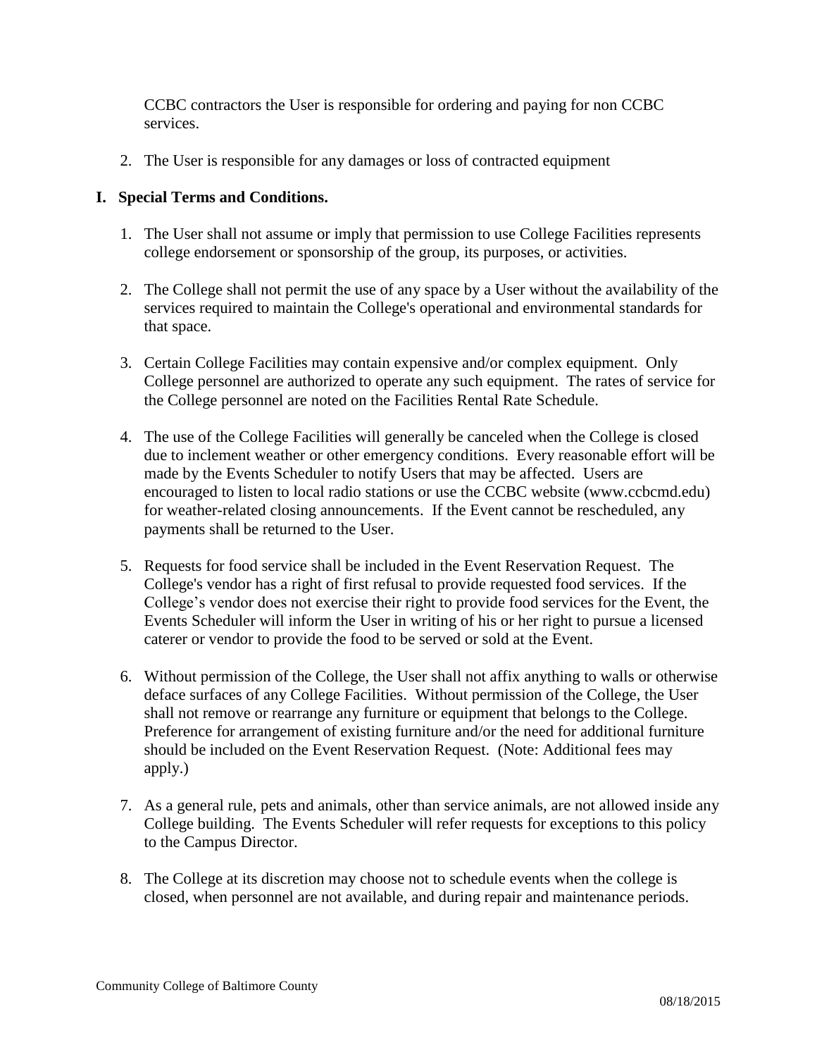CCBC contractors the User is responsible for ordering and paying for non CCBC services.

2. The User is responsible for any damages or loss of contracted equipment

## I. Special Terms and Conditions.

1. The User shall not assume or imply that permission to use College Facilities represents college endorsement or sponsorship of the group, its purposes, or activities.

2. The College shall not permit the use of any space by a User without the availability of the services required to maintain the College's operational and environmental standards for that space.

3. Certain College Facilities may contain expensive and/or complex equipment. Only College personnel are authorized to operate any such equipment. The rates of service for the College personnel are noted on the Facilities Rental Rate Schedule.

4. The use of the College Facilities will generally be canceled when the College is closed due to inclement weather or other emergency conditions. Every reasonable effort will be made by the Events Scheduler to notify Users that may be affected. Users are encouraged to listen to local radio stations or use the CCBC website (www.ccbcmd.edu) for weather-related closing announcements. If the Event cannot be rescheduled, any payments shall be returned to the User.

5. Requests for food service shall be included in the Event Reservation Request. The College's vendor has a right of first refusal to provide requested food services. If the College's vendor does not exercise their right to provide food services for the Event, the Events Scheduler will inform the User in writing of his or her right to pursue a licensed caterer or vendor to provide the food to be served or sold at the Event.

6. Without permission of the College, the User shall not affix anything to walls or otherwise deface surfaces of any College Facilities. Without permission of the College, the User shall not remove or rearrange any furniture or equipment that belongs to the College. Preference for arrangement of existing furniture and/or the need for additional furniture should be included on the Event Reservation Request. (Note: Additional fees may apply.)

7. As a general rule, pets and animals, other than service animals, are not allowed inside any College building. The Events Scheduler will refer requests for exceptions to this policy to the Campus Director.

8. The College at its discretion may choose not to schedule events when the college is closed, when personnel are not available, and during repair and maintenance periods.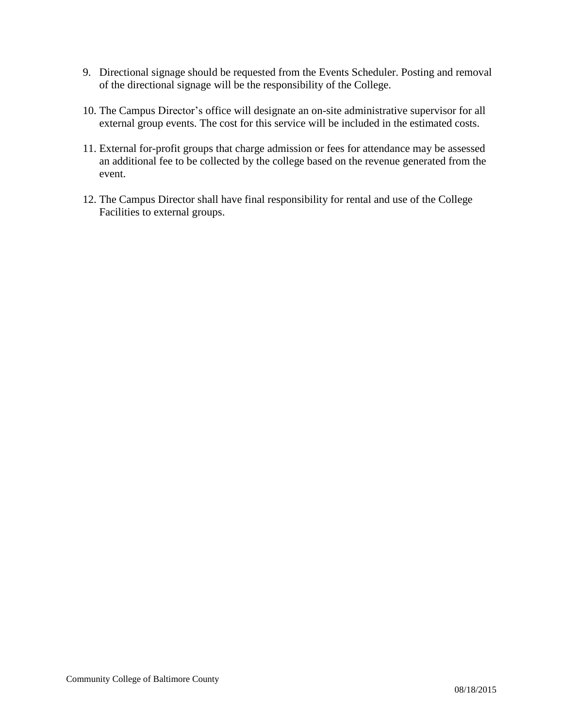9. Directional signage should be requested from the Events Scheduler. Posting and removal of the directional signage will be the responsibility of the College.

10. The Campus Director's office will designate an on-site administrative supervisor for all external group events. The cost for this service will be included in the estimated costs.

11. External for-profit groups that charge admission or fees for attendance may be assessed an additional fee to be collected by the college based on the revenue generated from the event.

12. The Campus Director shall have final responsibility for rental and use of the College Facilities to external groups.